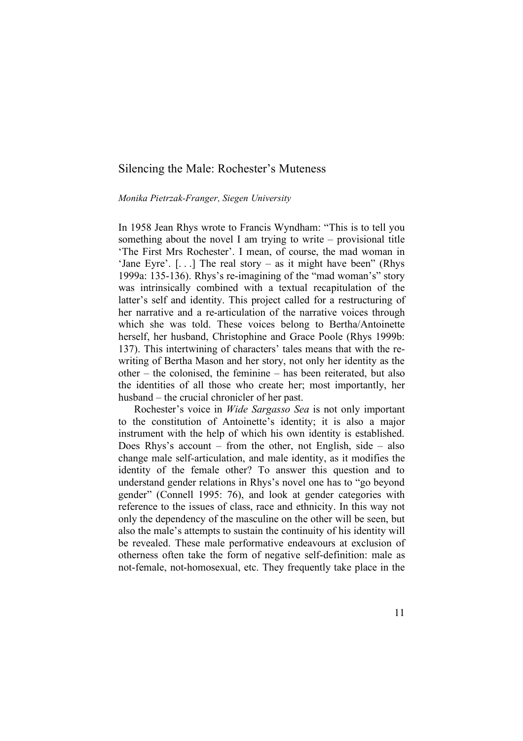# Silencing the Male: Rochester's Muteness

*Monika Pietrzak-Franger, Siegen University*

In 1958 Jean Rhys wrote to Francis Wyndham: "This is to tell you something about the novel I am trying to write – provisional title 'The First Mrs Rochester'. I mean, of course, the mad woman in 'Jane Eyre'. [. . .] The real story – as it might have been" (Rhys 1999a: 135-136). Rhys's re-imagining of the "mad woman's" story was intrinsically combined with a textual recapitulation of the latter's self and identity. This project called for a restructuring of her narrative and a re-articulation of the narrative voices through which she was told. These voices belong to Bertha/Antoinette herself, her husband, Christophine and Grace Poole (Rhys 1999b: 137). This intertwining of characters' tales means that with the re-writing of Bertha Mason and her story, not only her identity as the other – the colonised, the feminine – has been reiterated, but also the identities of all those who create her; most importantly, her husband – the crucial chronicler of her past.

Rochester's voice in *Wide Sargasso Sea* is not only important to the constitution of Antoinette's identity; it is also a major instrument with the help of which his own identity is established. Does Rhys's account – from the other, not English, side – also change male self-articulation, and male identity, as it modifies the identity of the female other? To answer this question and to understand gender relations in Rhys's novel one has to "go beyond gender" (Connell 1995: 76), and look at gender categories with reference to the issues of class, race and ethnicity. In this way not only the dependency of the masculine on the other will be seen, but also the male's attempts to sustain the continuity of his identity will be revealed. These male performative endeavours at exclusion of otherness often take the form of negative self-definition: male as not-female, not-homosexual, etc. They frequently take place in the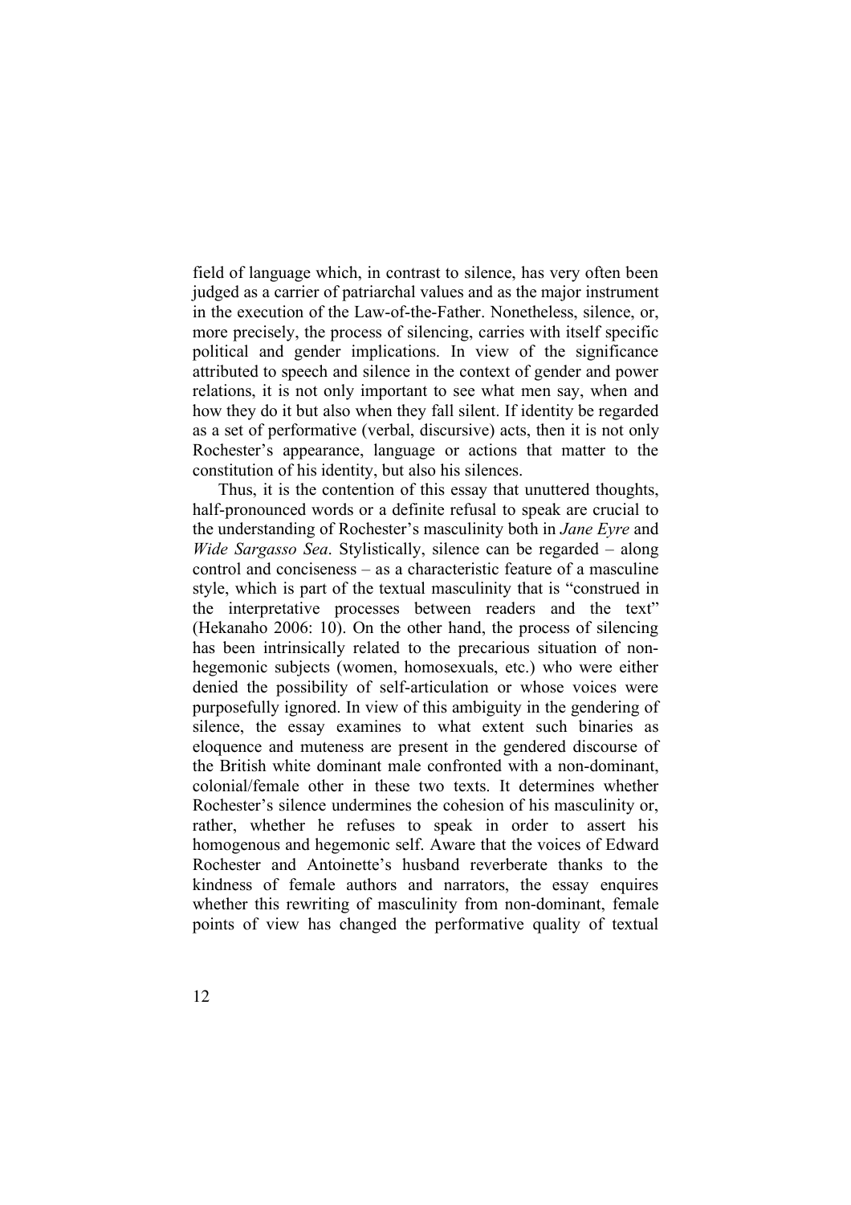field of language which, in contrast to silence, has very often been judged as a carrier of patriarchal values and as the major instrument in the execution of the Law-of-the-Father. Nonetheless, silence, or, more precisely, the process of silencing, carries with itself specific political and gender implications. In view of the significance attributed to speech and silence in the context of gender and power relations, it is not only important to see what men say, when and how they do it but also when they fall silent. If identity be regarded as a set of performative (verbal, discursive) acts, then it is not only Rochester's appearance, language or actions that matter to the constitution of his identity, but also his silences.

Thus, it is the contention of this essay that unuttered thoughts, half-pronounced words or a definite refusal to speak are crucial to the understanding of Rochester's masculinity both in *Jane Eyre* and *Wide Sargasso Sea*. Stylistically, silence can be regarded – along control and conciseness – as a characteristic feature of a masculine style, which is part of the textual masculinity that is "construed in the interpretative processes between readers and the text" (Hekanaho 2006: 10). On the other hand, the process of silencing has been intrinsically related to the precarious situation of non-hegemonic subjects (women, homosexuals, etc.) who were either denied the possibility of self-articulation or whose voices were purposefully ignored. In view of this ambiguity in the gendering of silence, the essay examines to what extent such binaries as eloquence and muteness are present in the gendered discourse of the British white dominant male confronted with a non-dominant, colonial/female other in these two texts. It determines whether Rochester's silence undermines the cohesion of his masculinity or, rather, whether he refuses to speak in order to assert his homogenous and hegemonic self. Aware that the voices of Edward Rochester and Antoinette's husband reverberate thanks to the kindness of female authors and narrators, the essay enquires whether this rewriting of masculinity from non-dominant, female points of view has changed the performative quality of textual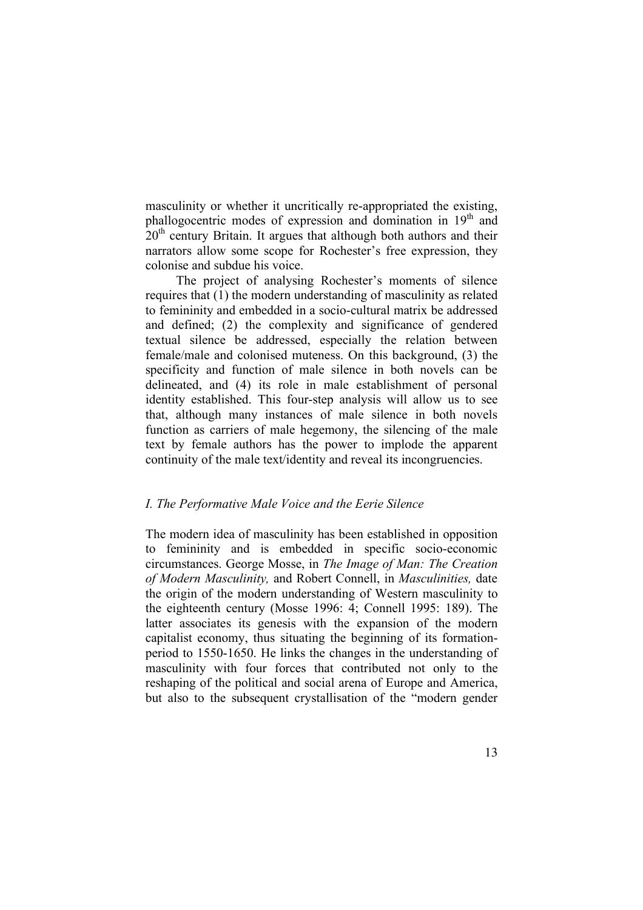masculinity or whether it uncritically re-appropriated the existing, phallogocentric modes of expression and domination in 19th and 20th century Britain. It argues that although both authors and their narrators allow some scope for Rochester's free expression, they colonise and subdue his voice.

The project of analysing Rochester's moments of silence requires that (1) the modern understanding of masculinity as related to femininity and embedded in a socio-cultural matrix be addressed and defined; (2) the complexity and significance of gendered textual silence be addressed, especially the relation between female/male and colonised muteness. On this background, (3) the specificity and function of male silence in both novels can be delineated, and (4) its role in male establishment of personal identity established. This four-step analysis will allow us to see that, although many instances of male silence in both novels function as carriers of male hegemony, the silencing of the male text by female authors has the power to implode the apparent continuity of the male text/identity and reveal its incongruencies.

### *I. The Performative Male Voice and the Eerie Silence*

The modern idea of masculinity has been established in opposition to femininity and is embedded in specific socio-economic circumstances. George Mosse, in *The Image of Man: The Creation of Modern Masculinity,* and Robert Connell, in *Masculinities,* date the origin of the modern understanding of Western masculinity to the eighteenth century (Mosse 1996: 4; Connell 1995: 189). The latter associates its genesis with the expansion of the modern capitalist economy, thus situating the beginning of its formation-period to 1550-1650. He links the changes in the understanding of masculinity with four forces that contributed not only to the reshaping of the political and social arena of Europe and America, but also to the subsequent crystallisation of the "modern gender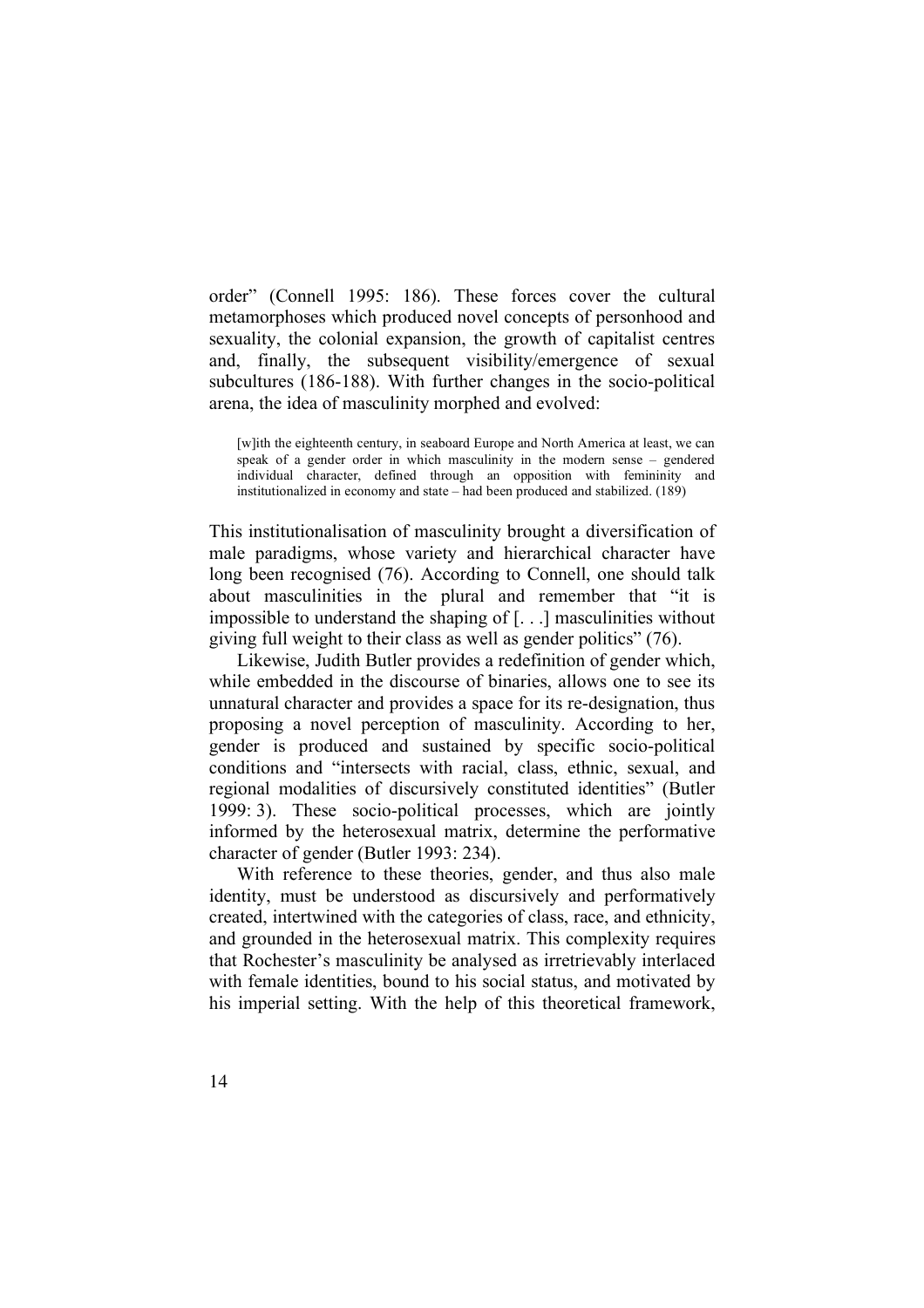order" (Connell 1995: 186). These forces cover the cultural metamorphoses which produced novel concepts of personhood and sexuality, the colonial expansion, the growth of capitalist centres and, finally, the subsequent visibility/emergence of sexual subcultures (186-188). With further changes in the socio-political arena, the idea of masculinity morphed and evolved:

> [w]ith the eighteenth century, in seaboard Europe and North America at least, we can speak of a gender order in which masculinity in the modern sense – gendered individual character, defined through an opposition with femininity and institutionalized in economy and state – had been produced and stabilized. (189)

This institutionalisation of masculinity brought a diversification of male paradigms, whose variety and hierarchical character have long been recognised (76). According to Connell, one should talk about masculinities in the plural and remember that "it is impossible to understand the shaping of [. . .] masculinities without giving full weight to their class as well as gender politics" (76).

Likewise, Judith Butler provides a redefinition of gender which, while embedded in the discourse of binaries, allows one to see its unnatural character and provides a space for its re-designation, thus proposing a novel perception of masculinity. According to her, gender is produced and sustained by specific socio-political conditions and "intersects with racial, class, ethnic, sexual, and regional modalities of discursively constituted identities" (Butler 1999: 3). These socio-political processes, which are jointly informed by the heterosexual matrix, determine the performative character of gender (Butler 1993: 234).

With reference to these theories, gender, and thus also male identity, must be understood as discursively and performatively created, intertwined with the categories of class, race, and ethnicity, and grounded in the heterosexual matrix. This complexity requires that Rochester's masculinity be analysed as irretrievably interlaced with female identities, bound to his social status, and motivated by his imperial setting. With the help of this theoretical framework,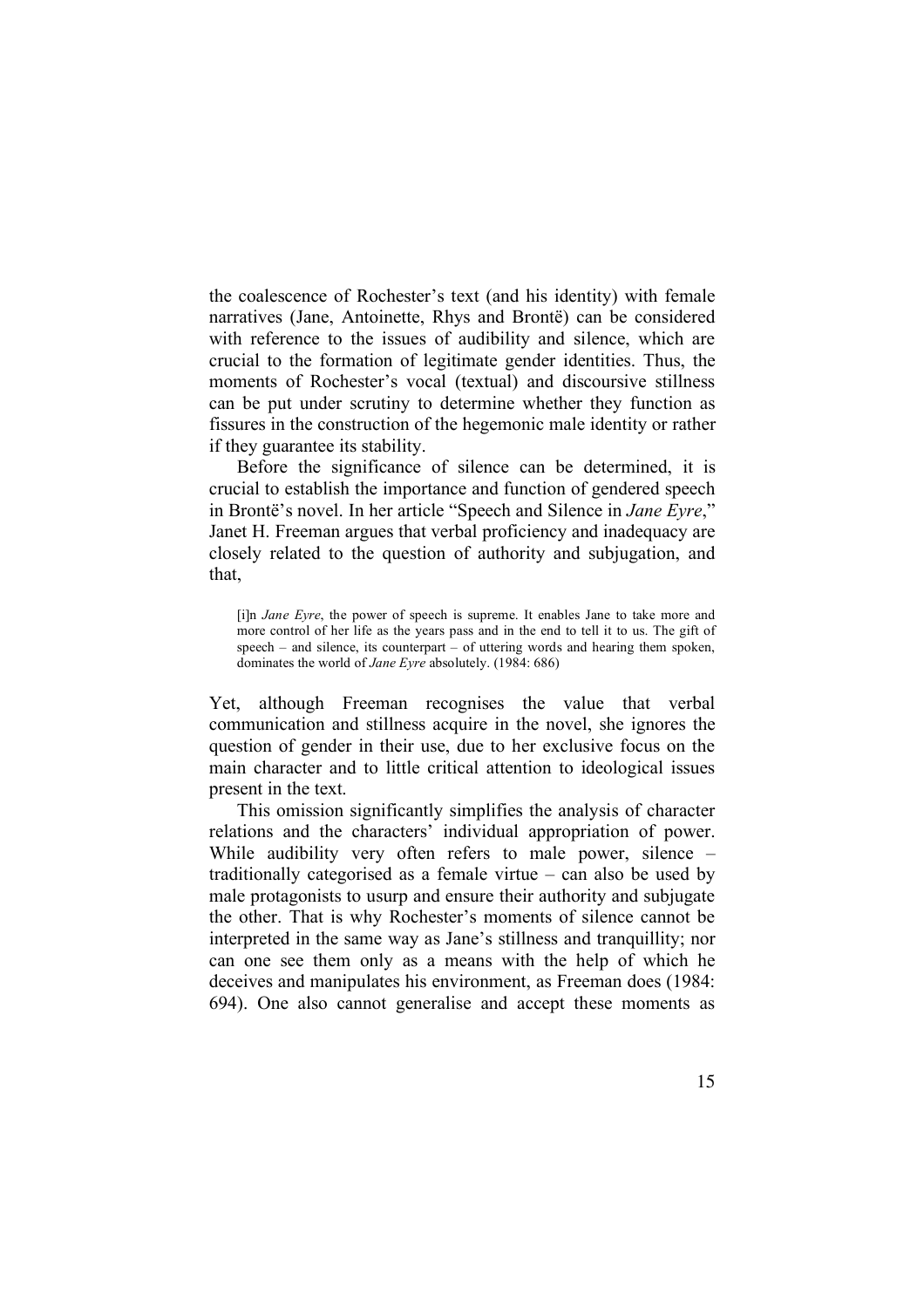the coalescence of Rochester's text (and his identity) with female narratives (Jane, Antoinette, Rhys and Brontë) can be considered with reference to the issues of audibility and silence, which are crucial to the formation of legitimate gender identities. Thus, the moments of Rochester's vocal (textual) and discoursive stillness can be put under scrutiny to determine whether they function as fissures in the construction of the hegemonic male identity or rather if they guarantee its stability.

Before the significance of silence can be determined, it is crucial to establish the importance and function of gendered speech in Brontë's novel. In her article "Speech and Silence in *Jane Eyre*," Janet H. Freeman argues that verbal proficiency and inadequacy are closely related to the question of authority and subjugation, and that,

> [i]n *Jane Eyre*, the power of speech is supreme. It enables Jane to take more and more control of her life as the years pass and in the end to tell it to us. The gift of speech – and silence, its counterpart – of uttering words and hearing them spoken, dominates the world of *Jane Eyre* absolutely. (1984: 686)

Yet, although Freeman recognises the value that verbal communication and stillness acquire in the novel, she ignores the question of gender in their use, due to her exclusive focus on the main character and to little critical attention to ideological issues present in the text.

This omission significantly simplifies the analysis of character relations and the characters' individual appropriation of power. While audibility very often refers to male power, silence – traditionally categorised as a female virtue – can also be used by male protagonists to usurp and ensure their authority and subjugate the other. That is why Rochester's moments of silence cannot be interpreted in the same way as Jane's stillness and tranquillity; nor can one see them only as a means with the help of which he deceives and manipulates his environment, as Freeman does (1984: 694). One also cannot generalise and accept these moments as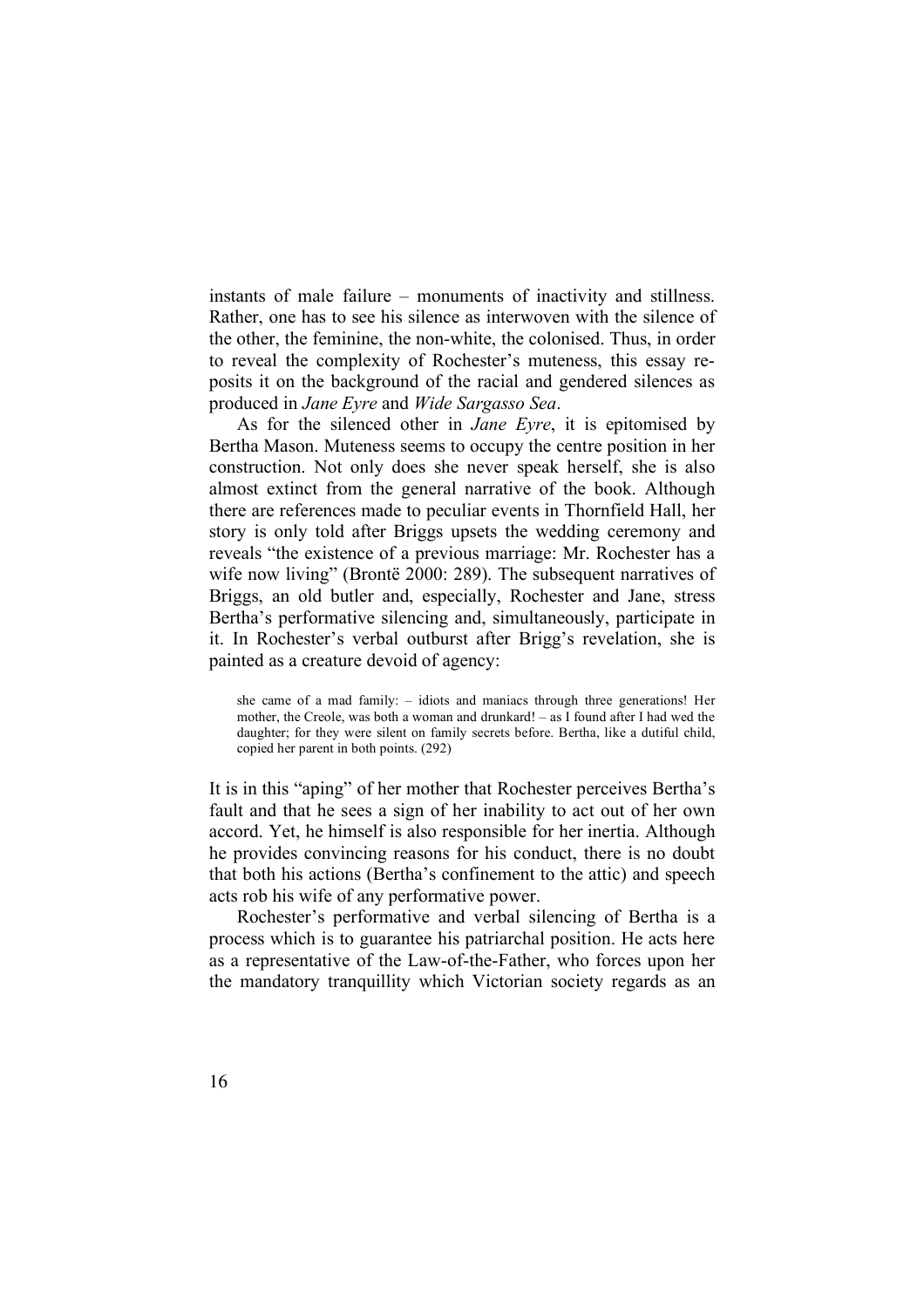instants of male failure – monuments of inactivity and stillness. Rather, one has to see his silence as interwoven with the silence of the other, the feminine, the non-white, the colonised. Thus, in order to reveal the complexity of Rochester's muteness, this essay re-posits it on the background of the racial and gendered silences as produced in *Jane Eyre* and *Wide Sargasso Sea*.

As for the silenced other in *Jane Eyre*, it is epitomised by Bertha Mason. Muteness seems to occupy the centre position in her construction. Not only does she never speak herself, she is also almost extinct from the general narrative of the book. Although there are references made to peculiar events in Thornfield Hall, her story is only told after Briggs upsets the wedding ceremony and reveals "the existence of a previous marriage: Mr. Rochester has a wife now living" (Brontë 2000: 289). The subsequent narratives of Briggs, an old butler and, especially, Rochester and Jane, stress Bertha's performative silencing and, simultaneously, participate in it. In Rochester's verbal outburst after Brigg's revelation, she is painted as a creature devoid of agency:

> she came of a mad family: – idiots and maniacs through three generations! Her mother, the Creole, was both a woman and drunkard! – as I found after I had wed the daughter; for they were silent on family secrets before. Bertha, like a dutiful child, copied her parent in both points. (292)

It is in this "aping" of her mother that Rochester perceives Bertha's fault and that he sees a sign of her inability to act out of her own accord. Yet, he himself is also responsible for her inertia. Although he provides convincing reasons for his conduct, there is no doubt that both his actions (Bertha's confinement to the attic) and speech acts rob his wife of any performative power.

Rochester's performative and verbal silencing of Bertha is a process which is to guarantee his patriarchal position. He acts here as a representative of the Law-of-the-Father, who forces upon her the mandatory tranquillity which Victorian society regards as an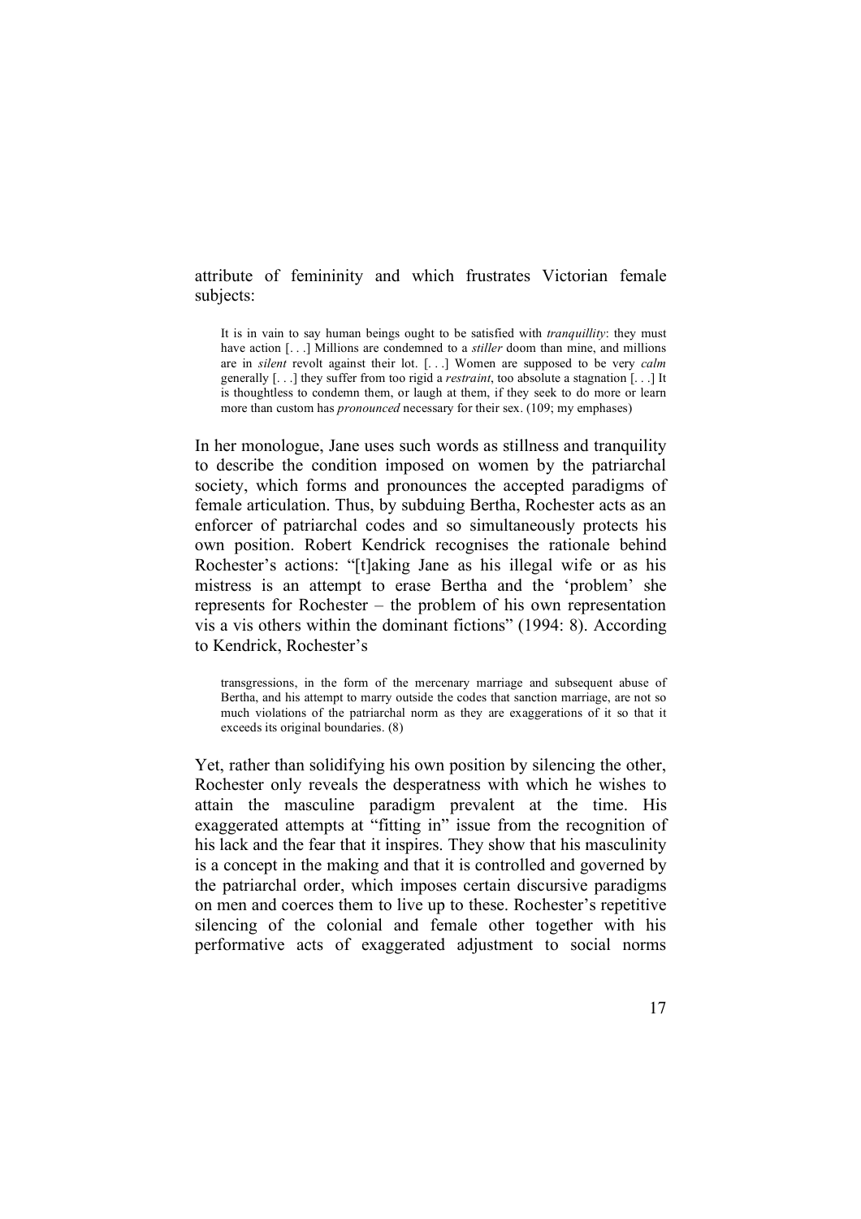attribute of femininity and which frustrates Victorian female subjects:

> It is in vain to say human beings ought to be satisfied with *tranquillity*: they must have action [. . .] Millions are condemned to a *stiller* doom than mine, and millions are in *silent* revolt against their lot. [. . .] Women are supposed to be very *calm* generally [. . .] they suffer from too rigid a *restraint*, too absolute a stagnation [. . .] It is thoughtless to condemn them, or laugh at them, if they seek to do more or learn more than custom has *pronounced* necessary for their sex. (109; my emphases)

In her monologue, Jane uses such words as stillness and tranquility to describe the condition imposed on women by the patriarchal society, which forms and pronounces the accepted paradigms of female articulation. Thus, by subduing Bertha, Rochester acts as an enforcer of patriarchal codes and so simultaneously protects his own position. Robert Kendrick recognises the rationale behind Rochester's actions: "[t]aking Jane as his illegal wife or as his mistress is an attempt to erase Bertha and the 'problem' she represents for Rochester – the problem of his own representation vis a vis others within the dominant fictions" (1994: 8). According to Kendrick, Rochester's

> transgressions, in the form of the mercenary marriage and subsequent abuse of Bertha, and his attempt to marry outside the codes that sanction marriage, are not so much violations of the patriarchal norm as they are exaggerations of it so that it exceeds its original boundaries. (8)

Yet, rather than solidifying his own position by silencing the other, Rochester only reveals the desperatness with which he wishes to attain the masculine paradigm prevalent at the time. His exaggerated attempts at "fitting in" issue from the recognition of his lack and the fear that it inspires. They show that his masculinity is a concept in the making and that it is controlled and governed by the patriarchal order, which imposes certain discursive paradigms on men and coerces them to live up to these. Rochester's repetitive silencing of the colonial and female other together with his performative acts of exaggerated adjustment to social norms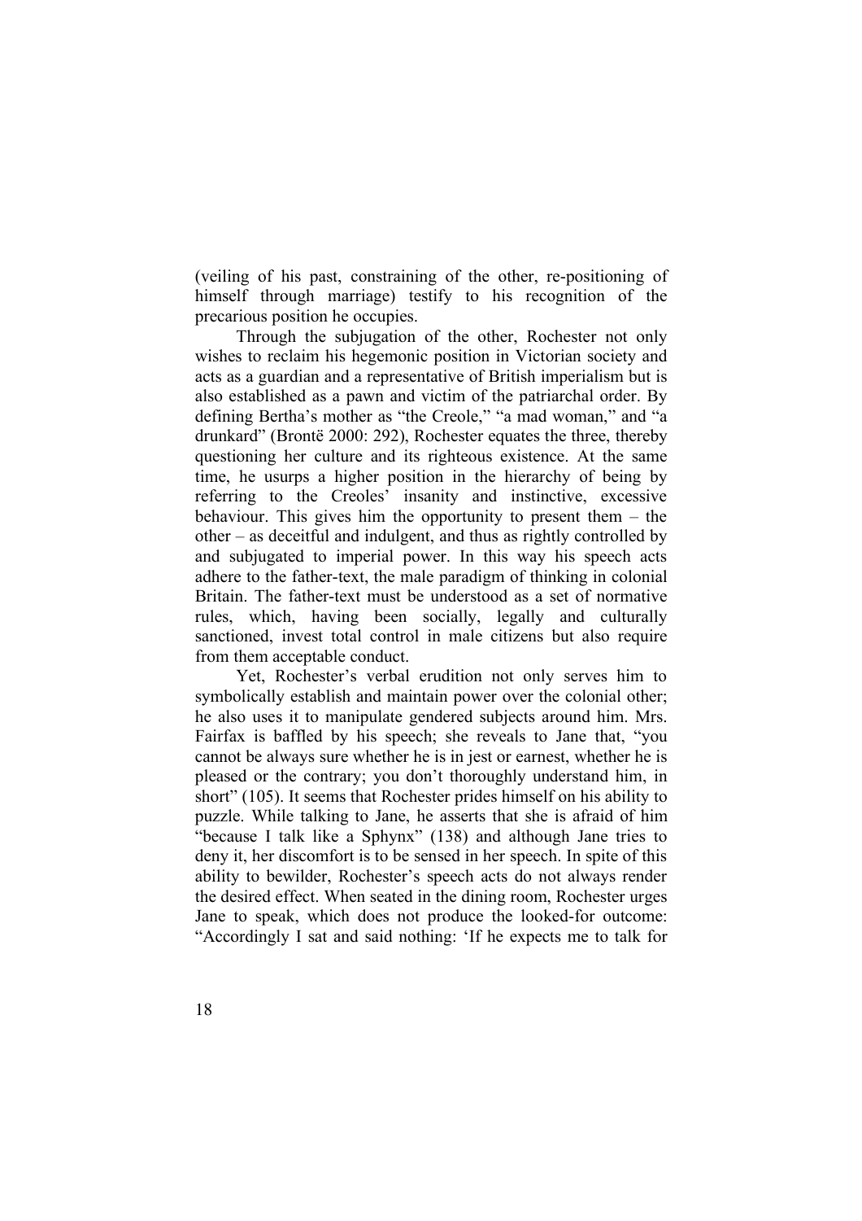(veiling of his past, constraining of the other, re-positioning of himself through marriage) testify to his recognition of the precarious position he occupies.

Through the subjugation of the other, Rochester not only wishes to reclaim his hegemonic position in Victorian society and acts as a guardian and a representative of British imperialism but is also established as a pawn and victim of the patriarchal order. By defining Bertha's mother as "the Creole," "a mad woman," and "a drunkard" (Brontë 2000: 292), Rochester equates the three, thereby questioning her culture and its righteous existence. At the same time, he usurps a higher position in the hierarchy of being by referring to the Creoles' insanity and instinctive, excessive behaviour. This gives him the opportunity to present them – the other – as deceitful and indulgent, and thus as rightly controlled by and subjugated to imperial power. In this way his speech acts adhere to the father-text, the male paradigm of thinking in colonial Britain. The father-text must be understood as a set of normative rules, which, having been socially, legally and culturally sanctioned, invest total control in male citizens but also require from them acceptable conduct.

Yet, Rochester's verbal erudition not only serves him to symbolically establish and maintain power over the colonial other; he also uses it to manipulate gendered subjects around him. Mrs. Fairfax is baffled by his speech; she reveals to Jane that, "you cannot be always sure whether he is in jest or earnest, whether he is pleased or the contrary; you don't thoroughly understand him, in short" (105). It seems that Rochester prides himself on his ability to puzzle. While talking to Jane, he asserts that she is afraid of him "because I talk like a Sphynx" (138) and although Jane tries to deny it, her discomfort is to be sensed in her speech. In spite of this ability to bewilder, Rochester's speech acts do not always render the desired effect. When seated in the dining room, Rochester urges Jane to speak, which does not produce the looked-for outcome: "Accordingly I sat and said nothing: 'If he expects me to talk for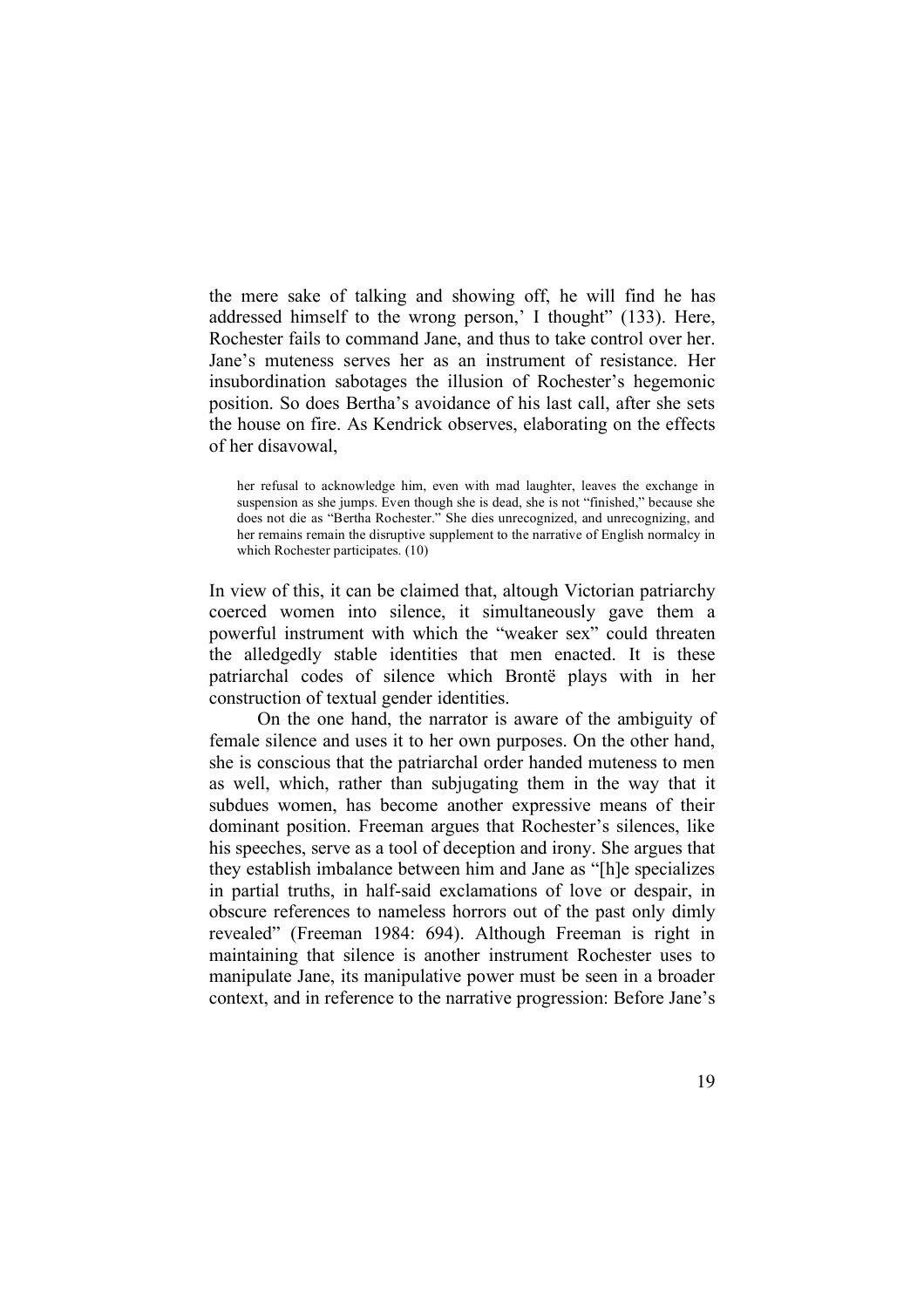the mere sake of talking and showing off, he will find he has addressed himself to the wrong person,' I thought" (133). Here, Rochester fails to command Jane, and thus to take control over her. Jane's muteness serves her as an instrument of resistance. Her insubordination sabotages the illusion of Rochester's hegemonic position. So does Bertha's avoidance of his last call, after she sets the house on fire. As Kendrick observes, elaborating on the effects of her disavowal,

> her refusal to acknowledge him, even with mad laughter, leaves the exchange in suspension as she jumps. Even though she is dead, she is not "finished," because she does not die as "Bertha Rochester." She dies unrecognized, and unrecognizing, and her remains remain the disruptive supplement to the narrative of English normalcy in which Rochester participates. (10)

In view of this, it can be claimed that, altough Victorian patriarchy coerced women into silence, it simultaneously gave them a powerful instrument with which the "weaker sex" could threaten the alledgedly stable identities that men enacted. It is these patriarchal codes of silence which Brontë plays with in her construction of textual gender identities.

On the one hand, the narrator is aware of the ambiguity of female silence and uses it to her own purposes. On the other hand, she is conscious that the patriarchal order handed muteness to men as well, which, rather than subjugating them in the way that it subdues women, has become another expressive means of their dominant position. Freeman argues that Rochester's silences, like his speeches, serve as a tool of deception and irony. She argues that they establish imbalance between him and Jane as "[h]e specializes in partial truths, in half-said exclamations of love or despair, in obscure references to nameless horrors out of the past only dimly revealed" (Freeman 1984: 694). Although Freeman is right in maintaining that silence is another instrument Rochester uses to manipulate Jane, its manipulative power must be seen in a broader context, and in reference to the narrative progression: Before Jane's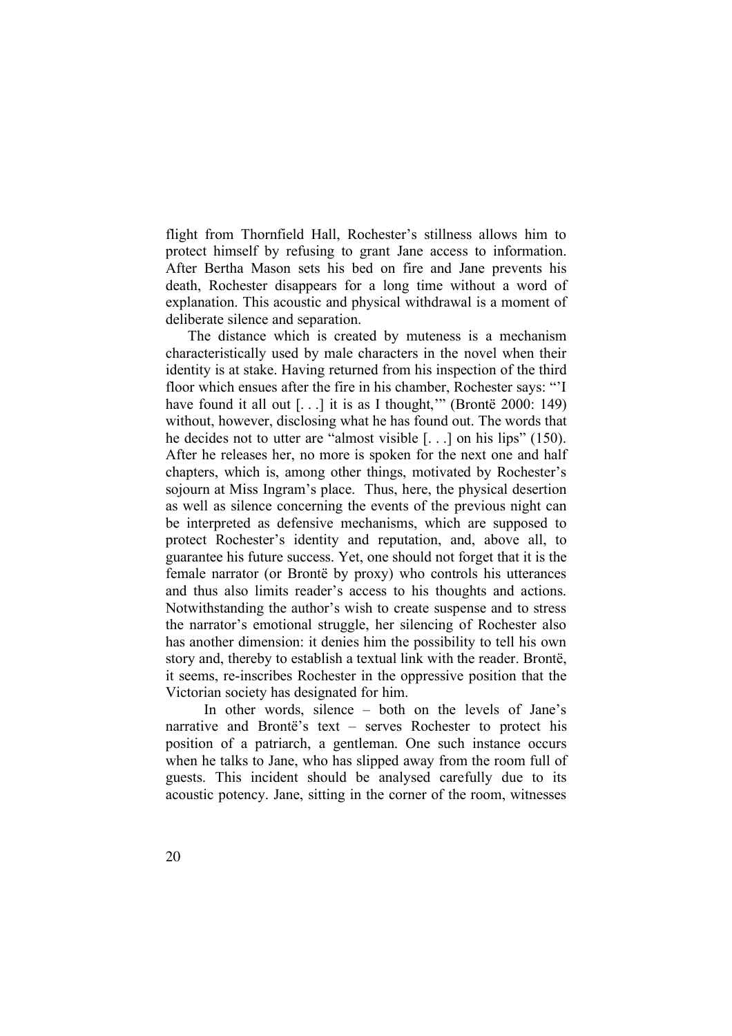flight from Thornfield Hall, Rochester's stillness allows him to protect himself by refusing to grant Jane access to information. After Bertha Mason sets his bed on fire and Jane prevents his death, Rochester disappears for a long time without a word of explanation. This acoustic and physical withdrawal is a moment of deliberate silence and separation.

The distance which is created by muteness is a mechanism characteristically used by male characters in the novel when their identity is at stake. Having returned from his inspection of the third floor which ensues after the fire in his chamber, Rochester says: "'I have found it all out [. . .] it is as I thought,'" (Brontë 2000: 149) without, however, disclosing what he has found out. The words that he decides not to utter are "almost visible [. . .] on his lips" (150). After he releases her, no more is spoken for the next one and half chapters, which is, among other things, motivated by Rochester's sojourn at Miss Ingram's place. Thus, here, the physical desertion as well as silence concerning the events of the previous night can be interpreted as defensive mechanisms, which are supposed to protect Rochester's identity and reputation, and, above all, to guarantee his future success. Yet, one should not forget that it is the female narrator (or Brontë by proxy) who controls his utterances and thus also limits reader's access to his thoughts and actions. Notwithstanding the author's wish to create suspense and to stress the narrator's emotional struggle, her silencing of Rochester also has another dimension: it denies him the possibility to tell his own story and, thereby to establish a textual link with the reader. Brontë, it seems, re-inscribes Rochester in the oppressive position that the Victorian society has designated for him.

In other words, silence – both on the levels of Jane's narrative and Brontë's text – serves Rochester to protect his position of a patriarch, a gentleman. One such instance occurs when he talks to Jane, who has slipped away from the room full of guests. This incident should be analysed carefully due to its acoustic potency. Jane, sitting in the corner of the room, witnesses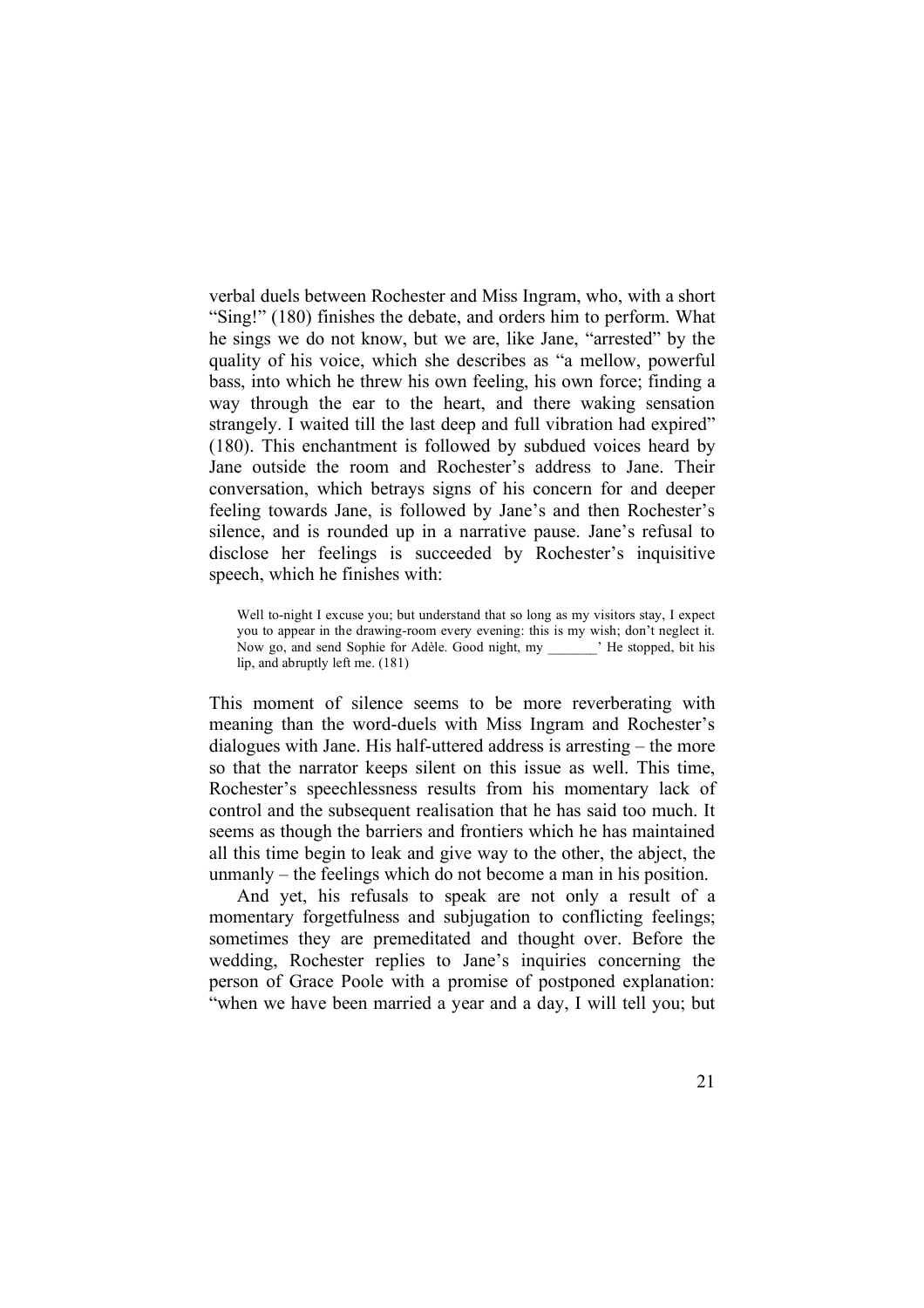verbal duels between Rochester and Miss Ingram, who, with a short "Sing!" (180) finishes the debate, and orders him to perform. What he sings we do not know, but we are, like Jane, "arrested" by the quality of his voice, which she describes as "a mellow, powerful bass, into which he threw his own feeling, his own force; finding a way through the ear to the heart, and there waking sensation strangely. I waited till the last deep and full vibration had expired" (180). This enchantment is followed by subdued voices heard by Jane outside the room and Rochester's address to Jane. Their conversation, which betrays signs of his concern for and deeper feeling towards Jane, is followed by Jane's and then Rochester's silence, and is rounded up in a narrative pause. Jane's refusal to disclose her feelings is succeeded by Rochester's inquisitive speech, which he finishes with:

> Well to-night I excuse you; but understand that so long as my visitors stay, I expect you to appear in the drawing-room every evening: this is my wish; don't neglect it. Now go, and send Sophie for Adèle. Good night, my _______' He stopped, bit his lip, and abruptly left me. (181)

This moment of silence seems to be more reverberating with meaning than the word-duels with Miss Ingram and Rochester's dialogues with Jane. His half-uttered address is arresting – the more so that the narrator keeps silent on this issue as well. This time, Rochester's speechlessness results from his momentary lack of control and the subsequent realisation that he has said too much. It seems as though the barriers and frontiers which he has maintained all this time begin to leak and give way to the other, the abject, the unmanly – the feelings which do not become a man in his position.

And yet, his refusals to speak are not only a result of a momentary forgetfulness and subjugation to conflicting feelings; sometimes they are premeditated and thought over. Before the wedding, Rochester replies to Jane's inquiries concerning the person of Grace Poole with a promise of postponed explanation: "when we have been married a year and a day, I will tell you; but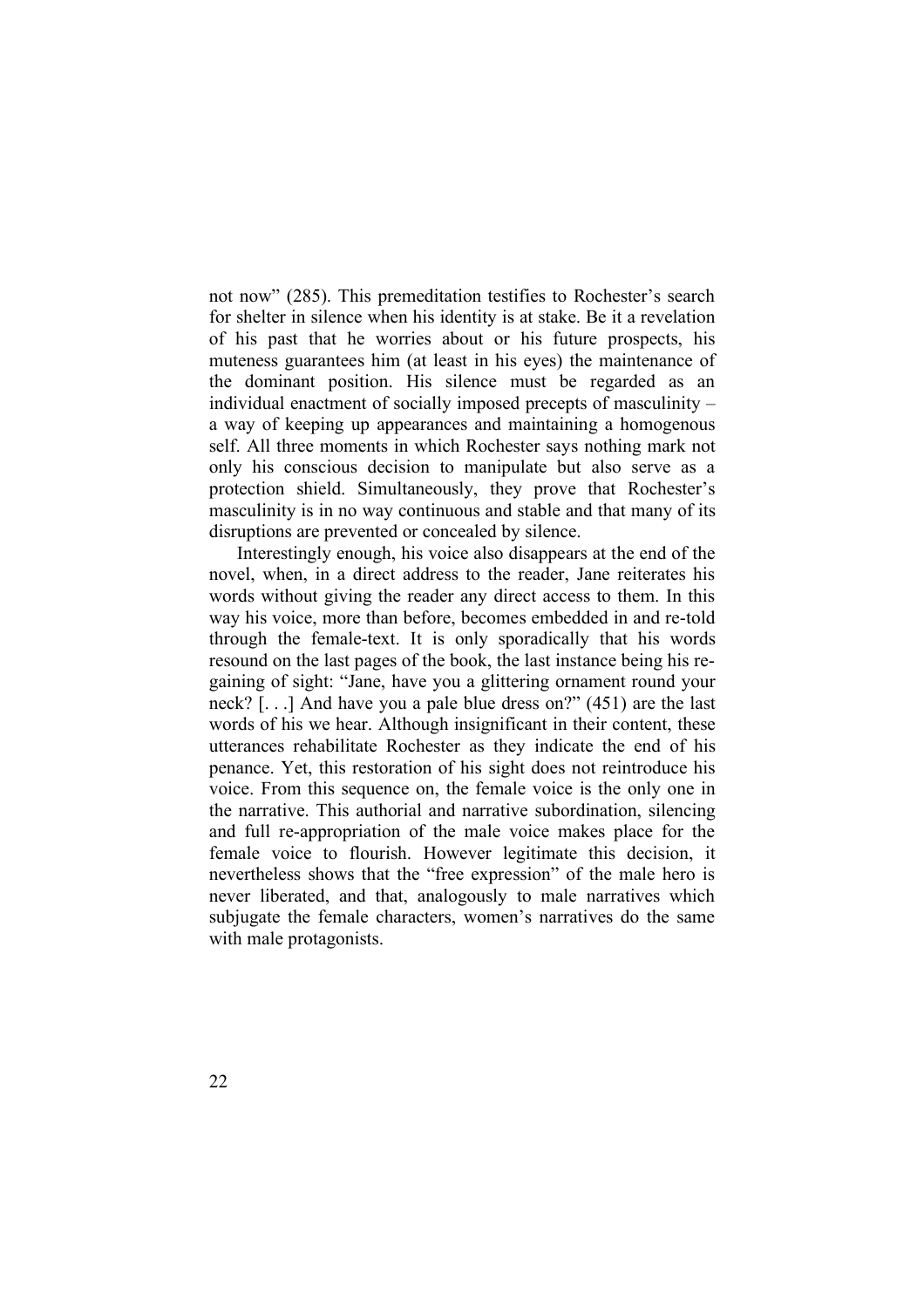not now" (285). This premeditation testifies to Rochester's search for shelter in silence when his identity is at stake. Be it a revelation of his past that he worries about or his future prospects, his muteness guarantees him (at least in his eyes) the maintenance of the dominant position. His silence must be regarded as an individual enactment of socially imposed precepts of masculinity – a way of keeping up appearances and maintaining a homogenous self. All three moments in which Rochester says nothing mark not only his conscious decision to manipulate but also serve as a protection shield. Simultaneously, they prove that Rochester's masculinity is in no way continuous and stable and that many of its disruptions are prevented or concealed by silence.

Interestingly enough, his voice also disappears at the end of the novel, when, in a direct address to the reader, Jane reiterates his words without giving the reader any direct access to them. In this way his voice, more than before, becomes embedded in and re-told through the female-text. It is only sporadically that his words resound on the last pages of the book, the last instance being his re-gaining of sight: "Jane, have you a glittering ornament round your neck? [. . .] And have you a pale blue dress on?" (451) are the last words of his we hear. Although insignificant in their content, these utterances rehabilitate Rochester as they indicate the end of his penance. Yet, this restoration of his sight does not reintroduce his voice. From this sequence on, the female voice is the only one in the narrative. This authorial and narrative subordination, silencing and full re-appropriation of the male voice makes place for the female voice to flourish. However legitimate this decision, it nevertheless shows that the "free expression" of the male hero is never liberated, and that, analogously to male narratives which subjugate the female characters, women's narratives do the same with male protagonists.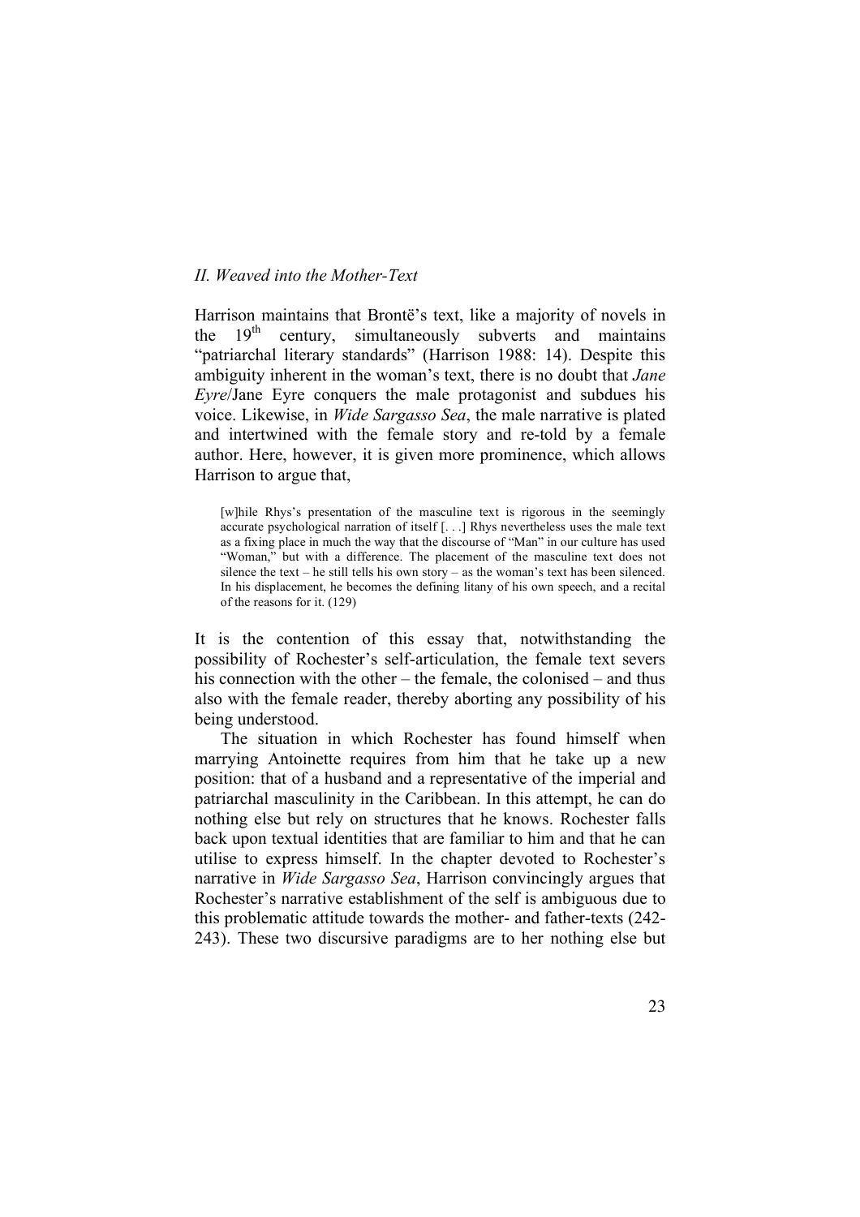*II. Weaved into the Mother-Text*

Harrison maintains that Brontë's text, like a majority of novels in the 19th century, simultaneously subverts and maintains "patriarchal literary standards" (Harrison 1988: 14). Despite this ambiguity inherent in the woman's text, there is no doubt that *Jane Eyre*/Jane Eyre conquers the male protagonist and subdues his voice. Likewise, in *Wide Sargasso Sea*, the male narrative is plated and intertwined with the female story and re-told by a female author. Here, however, it is given more prominence, which allows Harrison to argue that,

> [w]hile Rhys's presentation of the masculine text is rigorous in the seemingly accurate psychological narration of itself [. . .] Rhys nevertheless uses the male text as a fixing place in much the way that the discourse of "Man" in our culture has used "Woman," but with a difference. The placement of the masculine text does not silence the text – he still tells his own story – as the woman's text has been silenced. In his displacement, he becomes the defining litany of his own speech, and a recital of the reasons for it. (129)

It is the contention of this essay that, notwithstanding the possibility of Rochester's self-articulation, the female text severs his connection with the other – the female, the colonised – and thus also with the female reader, thereby aborting any possibility of his being understood.

The situation in which Rochester has found himself when marrying Antoinette requires from him that he take up a new position: that of a husband and a representative of the imperial and patriarchal masculinity in the Caribbean. In this attempt, he can do nothing else but rely on structures that he knows. Rochester falls back upon textual identities that are familiar to him and that he can utilise to express himself. In the chapter devoted to Rochester's narrative in *Wide Sargasso Sea*, Harrison convincingly argues that Rochester's narrative establishment of the self is ambiguous due to this problematic attitude towards the mother- and father-texts (242-243). These two discursive paradigms are to her nothing else but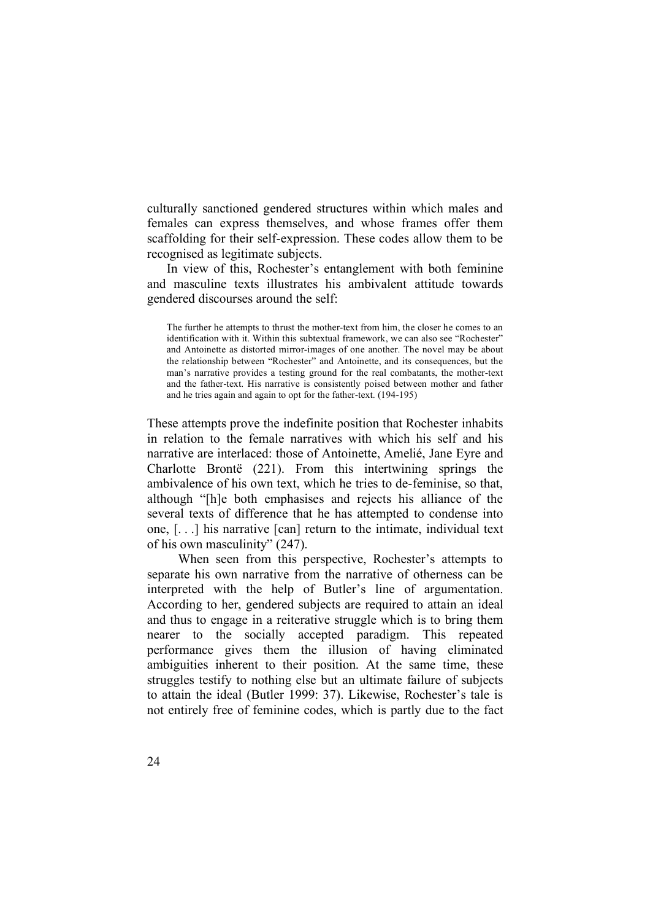culturally sanctioned gendered structures within which males and females can express themselves, and whose frames offer them scaffolding for their self-expression. These codes allow them to be recognised as legitimate subjects.

In view of this, Rochester's entanglement with both feminine and masculine texts illustrates his ambivalent attitude towards gendered discourses around the self:

> The further he attempts to thrust the mother-text from him, the closer he comes to an identification with it. Within this subtextual framework, we can also see "Rochester" and Antoinette as distorted mirror-images of one another. The novel may be about the relationship between "Rochester" and Antoinette, and its consequences, but the man's narrative provides a testing ground for the real combatants, the mother-text and the father-text. His narrative is consistently poised between mother and father and he tries again and again to opt for the father-text. (194-195)

These attempts prove the indefinite position that Rochester inhabits in relation to the female narratives with which his self and his narrative are interlaced: those of Antoinette, Amelié, Jane Eyre and Charlotte Brontë (221). From this intertwining springs the ambivalence of his own text, which he tries to de-feminise, so that, although "[h]e both emphasises and rejects his alliance of the several texts of difference that he has attempted to condense into one, [. . .] his narrative [can] return to the intimate, individual text of his own masculinity" (247).

When seen from this perspective, Rochester's attempts to separate his own narrative from the narrative of otherness can be interpreted with the help of Butler's line of argumentation. According to her, gendered subjects are required to attain an ideal and thus to engage in a reiterative struggle which is to bring them nearer to the socially accepted paradigm. This repeated performance gives them the illusion of having eliminated ambiguities inherent to their position. At the same time, these struggles testify to nothing else but an ultimate failure of subjects to attain the ideal (Butler 1999: 37). Likewise, Rochester's tale is not entirely free of feminine codes, which is partly due to the fact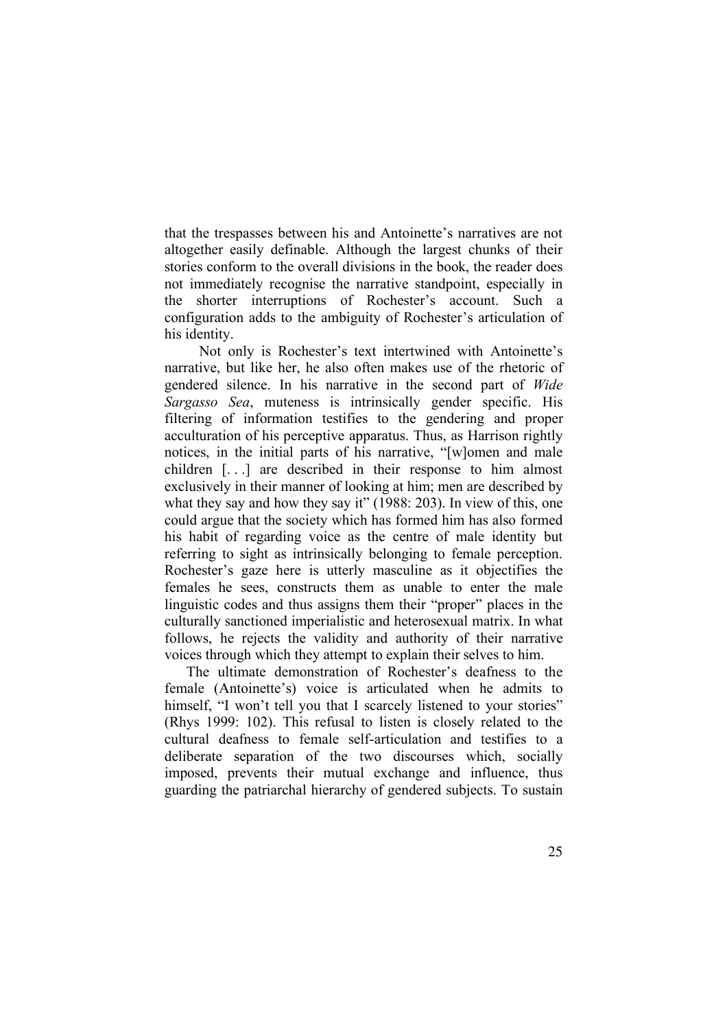that the trespasses between his and Antoinette's narratives are not altogether easily definable. Although the largest chunks of their stories conform to the overall divisions in the book, the reader does not immediately recognise the narrative standpoint, especially in the shorter interruptions of Rochester's account. Such a configuration adds to the ambiguity of Rochester's articulation of his identity.

Not only is Rochester's text intertwined with Antoinette's narrative, but like her, he also often makes use of the rhetoric of gendered silence. In his narrative in the second part of *Wide Sargasso Sea*, muteness is intrinsically gender specific. His filtering of information testifies to the gendering and proper acculturation of his perceptive apparatus. Thus, as Harrison rightly notices, in the initial parts of his narrative, "[w]omen and male children [. . .] are described in their response to him almost exclusively in their manner of looking at him; men are described by what they say and how they say it" (1988: 203). In view of this, one could argue that the society which has formed him has also formed his habit of regarding voice as the centre of male identity but referring to sight as intrinsically belonging to female perception. Rochester's gaze here is utterly masculine as it objectifies the females he sees, constructs them as unable to enter the male linguistic codes and thus assigns them their "proper" places in the culturally sanctioned imperialistic and heterosexual matrix. In what follows, he rejects the validity and authority of their narrative voices through which they attempt to explain their selves to him.

The ultimate demonstration of Rochester's deafness to the female (Antoinette's) voice is articulated when he admits to himself, "I won't tell you that I scarcely listened to your stories" (Rhys 1999: 102). This refusal to listen is closely related to the cultural deafness to female self-articulation and testifies to a deliberate separation of the two discourses which, socially imposed, prevents their mutual exchange and influence, thus guarding the patriarchal hierarchy of gendered subjects. To sustain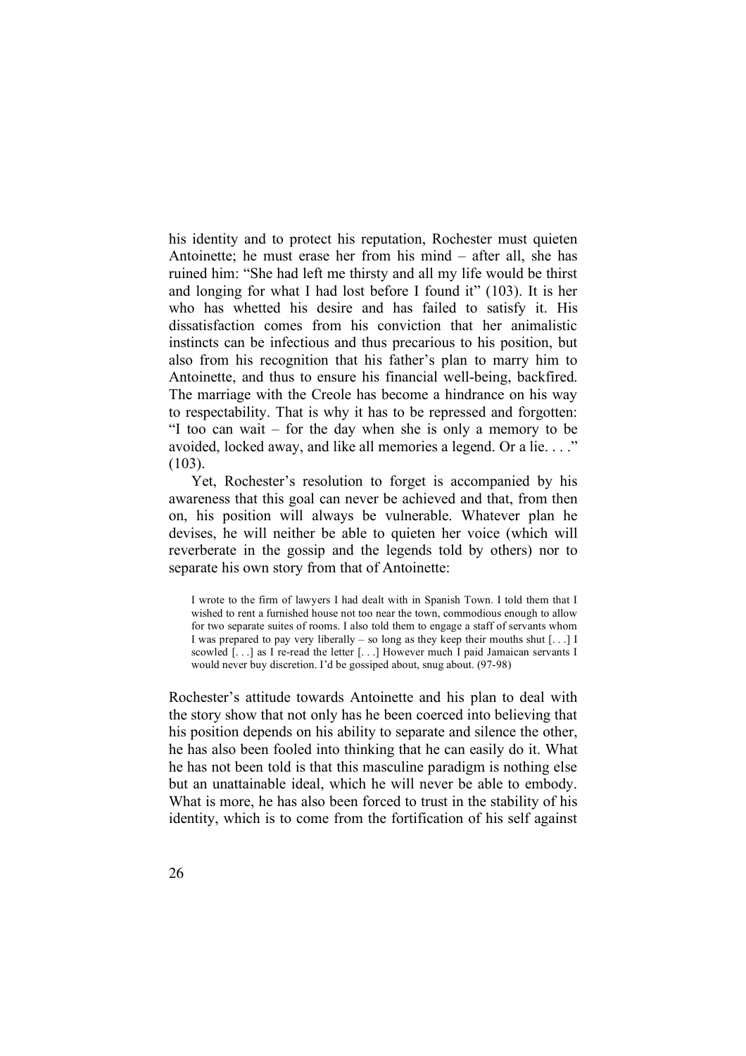his identity and to protect his reputation, Rochester must quieten Antoinette; he must erase her from his mind – after all, she has ruined him: "She had left me thirsty and all my life would be thirst and longing for what I had lost before I found it" (103). It is her who has whetted his desire and has failed to satisfy it. His dissatisfaction comes from his conviction that her animalistic instincts can be infectious and thus precarious to his position, but also from his recognition that his father's plan to marry him to Antoinette, and thus to ensure his financial well-being, backfired. The marriage with the Creole has become a hindrance on his way to respectability. That is why it has to be repressed and forgotten: "I too can wait – for the day when she is only a memory to be avoided, locked away, and like all memories a legend. Or a lie. . . ." (103).

Yet, Rochester's resolution to forget is accompanied by his awareness that this goal can never be achieved and that, from then on, his position will always be vulnerable. Whatever plan he devises, he will neither be able to quieten her voice (which will reverberate in the gossip and the legends told by others) nor to separate his own story from that of Antoinette:

> I wrote to the firm of lawyers I had dealt with in Spanish Town. I told them that I wished to rent a furnished house not too near the town, commodious enough to allow for two separate suites of rooms. I also told them to engage a staff of servants whom I was prepared to pay very liberally – so long as they keep their mouths shut [. . .] I scowled [. . .] as I re-read the letter [. . .] However much I paid Jamaican servants I would never buy discretion. I'd be gossiped about, snug about. (97-98)

Rochester's attitude towards Antoinette and his plan to deal with the story show that not only has he been coerced into believing that his position depends on his ability to separate and silence the other, he has also been fooled into thinking that he can easily do it. What he has not been told is that this masculine paradigm is nothing else but an unattainable ideal, which he will never be able to embody. What is more, he has also been forced to trust in the stability of his identity, which is to come from the fortification of his self against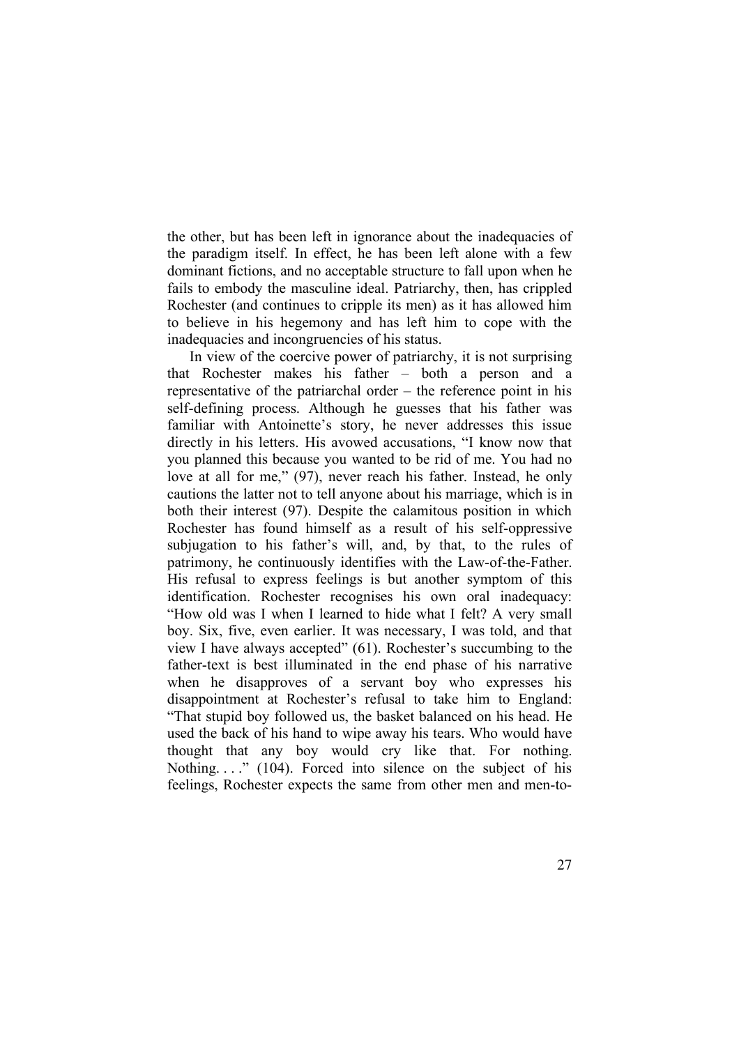the other, but has been left in ignorance about the inadequacies of the paradigm itself. In effect, he has been left alone with a few dominant fictions, and no acceptable structure to fall upon when he fails to embody the masculine ideal. Patriarchy, then, has crippled Rochester (and continues to cripple its men) as it has allowed him to believe in his hegemony and has left him to cope with the inadequacies and incongruencies of his status.

In view of the coercive power of patriarchy, it is not surprising that Rochester makes his father – both a person and a representative of the patriarchal order – the reference point in his self-defining process. Although he guesses that his father was familiar with Antoinette's story, he never addresses this issue directly in his letters. His avowed accusations, "I know now that you planned this because you wanted to be rid of me. You had no love at all for me," (97), never reach his father. Instead, he only cautions the latter not to tell anyone about his marriage, which is in both their interest (97). Despite the calamitous position in which Rochester has found himself as a result of his self-oppressive subjugation to his father's will, and, by that, to the rules of patrimony, he continuously identifies with the Law-of-the-Father. His refusal to express feelings is but another symptom of this identification. Rochester recognises his own oral inadequacy: "How old was I when I learned to hide what I felt? A very small boy. Six, five, even earlier. It was necessary, I was told, and that view I have always accepted" (61). Rochester's succumbing to the father-text is best illuminated in the end phase of his narrative when he disapproves of a servant boy who expresses his disappointment at Rochester's refusal to take him to England: "That stupid boy followed us, the basket balanced on his head. He used the back of his hand to wipe away his tears. Who would have thought that any boy would cry like that. For nothing. Nothing. . . ." (104). Forced into silence on the subject of his feelings, Rochester expects the same from other men and men-to-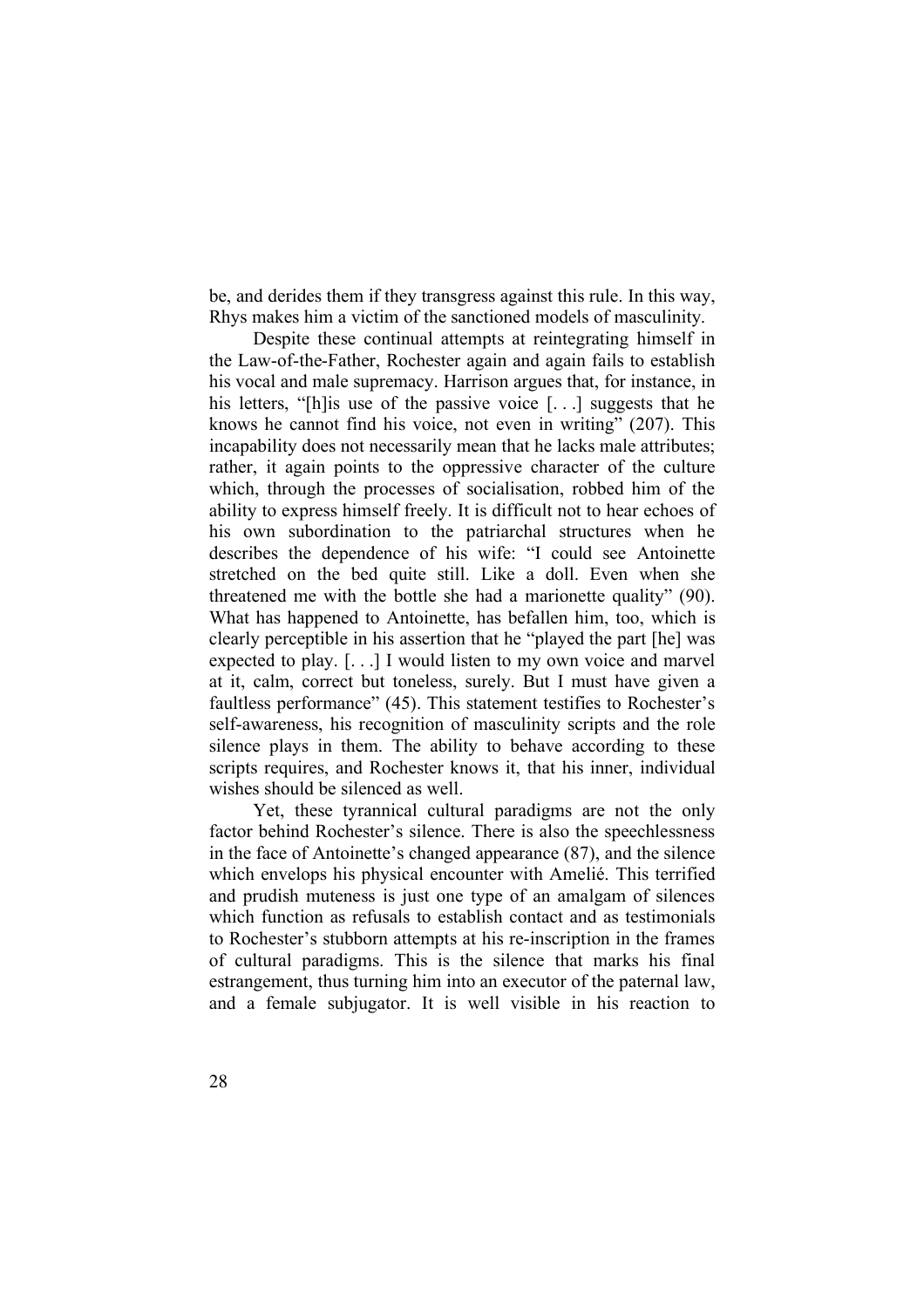be, and derides them if they transgress against this rule. In this way, Rhys makes him a victim of the sanctioned models of masculinity.

Despite these continual attempts at reintegrating himself in the Law-of-the-Father, Rochester again and again fails to establish his vocal and male supremacy. Harrison argues that, for instance, in his letters, "[h]is use of the passive voice [. . .] suggests that he knows he cannot find his voice, not even in writing" (207). This incapability does not necessarily mean that he lacks male attributes; rather, it again points to the oppressive character of the culture which, through the processes of socialisation, robbed him of the ability to express himself freely. It is difficult not to hear echoes of his own subordination to the patriarchal structures when he describes the dependence of his wife: "I could see Antoinette stretched on the bed quite still. Like a doll. Even when she threatened me with the bottle she had a marionette quality" (90). What has happened to Antoinette, has befallen him, too, which is clearly perceptible in his assertion that he "played the part [he] was expected to play. [. . .] I would listen to my own voice and marvel at it, calm, correct but toneless, surely. But I must have given a faultless performance" (45). This statement testifies to Rochester's self-awareness, his recognition of masculinity scripts and the role silence plays in them. The ability to behave according to these scripts requires, and Rochester knows it, that his inner, individual wishes should be silenced as well.

Yet, these tyrannical cultural paradigms are not the only factor behind Rochester's silence. There is also the speechlessness in the face of Antoinette's changed appearance (87), and the silence which envelops his physical encounter with Amelié. This terrified and prudish muteness is just one type of an amalgam of silences which function as refusals to establish contact and as testimonials to Rochester's stubborn attempts at his re-inscription in the frames of cultural paradigms. This is the silence that marks his final estrangement, thus turning him into an executor of the paternal law, and a female subjugator. It is well visible in his reaction to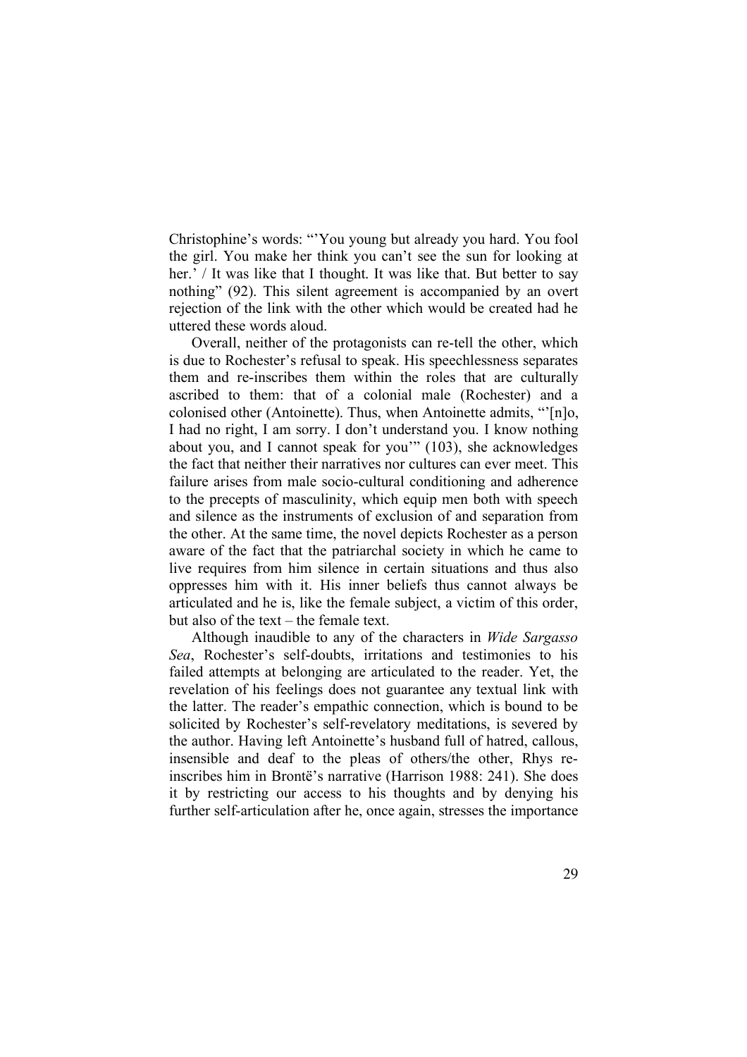Christophine's words: "'You young but already you hard. You fool the girl. You make her think you can't see the sun for looking at her.' / It was like that I thought. It was like that. But better to say nothing" (92). This silent agreement is accompanied by an overt rejection of the link with the other which would be created had he uttered these words aloud.

Overall, neither of the protagonists can re-tell the other, which is due to Rochester's refusal to speak. His speechlessness separates them and re-inscribes them within the roles that are culturally ascribed to them: that of a colonial male (Rochester) and a colonised other (Antoinette). Thus, when Antoinette admits, "'[n]o, I had no right, I am sorry. I don't understand you. I know nothing about you, and I cannot speak for you'" (103), she acknowledges the fact that neither their narratives nor cultures can ever meet. This failure arises from male socio-cultural conditioning and adherence to the precepts of masculinity, which equip men both with speech and silence as the instruments of exclusion of and separation from the other. At the same time, the novel depicts Rochester as a person aware of the fact that the patriarchal society in which he came to live requires from him silence in certain situations and thus also oppresses him with it. His inner beliefs thus cannot always be articulated and he is, like the female subject, a victim of this order, but also of the text – the female text.

Although inaudible to any of the characters in *Wide Sargasso Sea*, Rochester's self-doubts, irritations and testimonies to his failed attempts at belonging are articulated to the reader. Yet, the revelation of his feelings does not guarantee any textual link with the latter. The reader's empathic connection, which is bound to be solicited by Rochester's self-revelatory meditations, is severed by the author. Having left Antoinette's husband full of hatred, callous, insensible and deaf to the pleas of others/the other, Rhys re-inscribes him in Brontë's narrative (Harrison 1988: 241). She does it by restricting our access to his thoughts and by denying his further self-articulation after he, once again, stresses the importance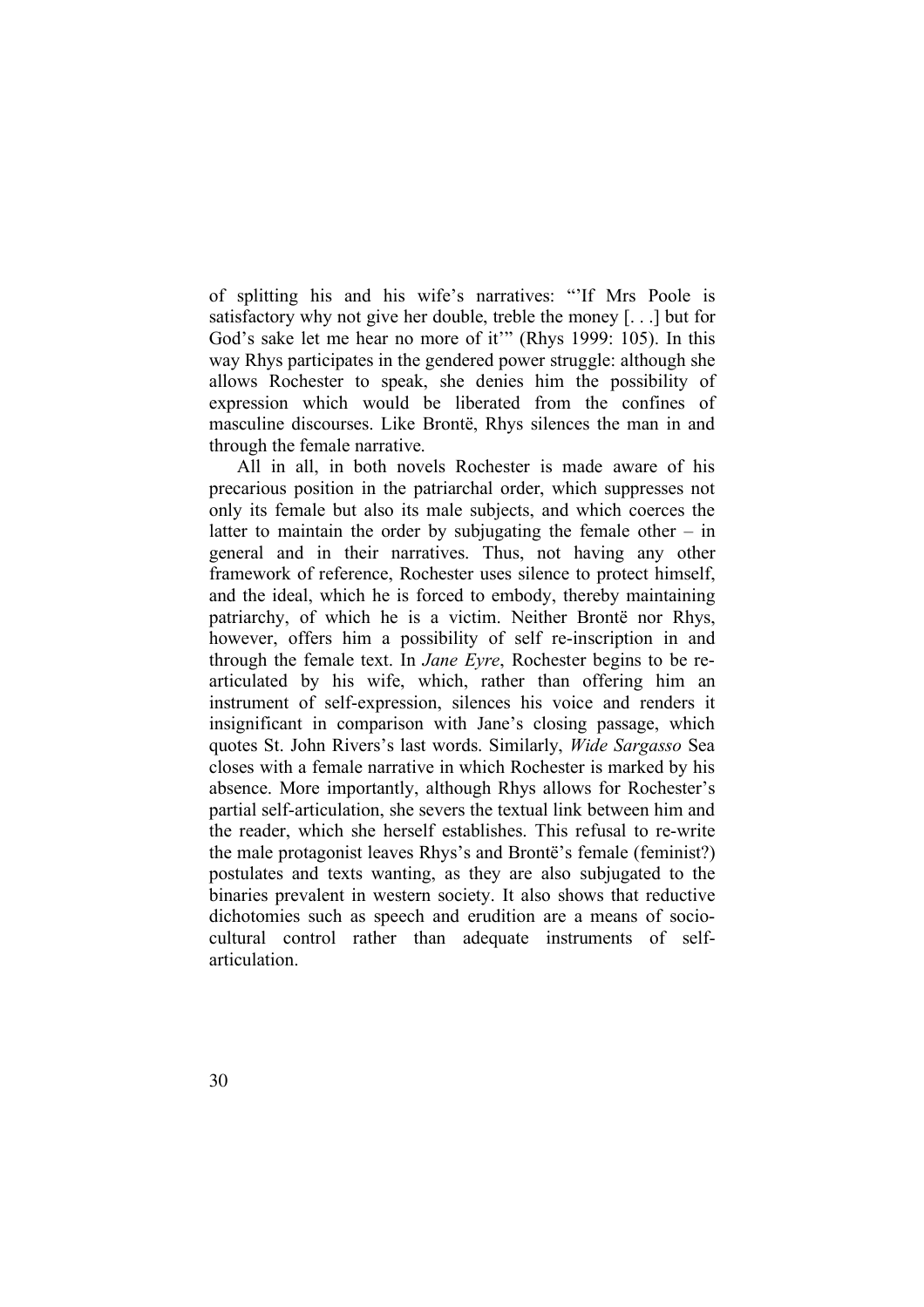of splitting his and his wife's narratives: "'If Mrs Poole is satisfactory why not give her double, treble the money [. . .] but for God's sake let me hear no more of it'" (Rhys 1999: 105). In this way Rhys participates in the gendered power struggle: although she allows Rochester to speak, she denies him the possibility of expression which would be liberated from the confines of masculine discourses. Like Brontë, Rhys silences the man in and through the female narrative.

All in all, in both novels Rochester is made aware of his precarious position in the patriarchal order, which suppresses not only its female but also its male subjects, and which coerces the latter to maintain the order by subjugating the female other – in general and in their narratives. Thus, not having any other framework of reference, Rochester uses silence to protect himself, and the ideal, which he is forced to embody, thereby maintaining patriarchy, of which he is a victim. Neither Brontë nor Rhys, however, offers him a possibility of self re-inscription in and through the female text. In *Jane Eyre*, Rochester begins to be re-articulated by his wife, which, rather than offering him an instrument of self-expression, silences his voice and renders it insignificant in comparison with Jane's closing passage, which quotes St. John Rivers's last words. Similarly, *Wide Sargasso* Sea closes with a female narrative in which Rochester is marked by his absence. More importantly, although Rhys allows for Rochester's partial self-articulation, she severs the textual link between him and the reader, which she herself establishes. This refusal to re-write the male protagonist leaves Rhys's and Brontë's female (feminist?) postulates and texts wanting, as they are also subjugated to the binaries prevalent in western society. It also shows that reductive dichotomies such as speech and erudition are a means of socio-cultural control rather than adequate instruments of self-articulation.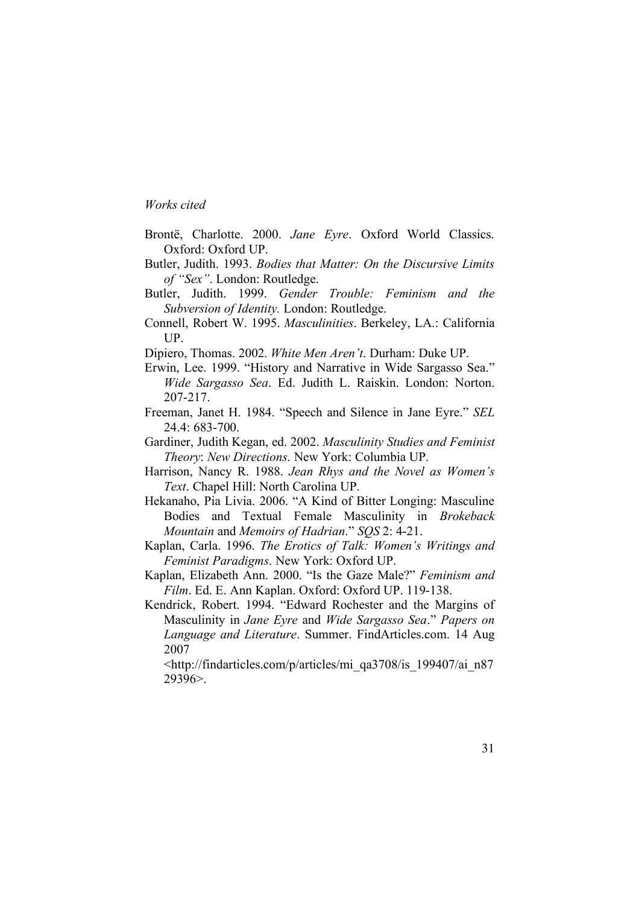*Works cited*

Brontë, Charlotte. 2000. *Jane Eyre*. Oxford World Classics. Oxford: Oxford UP.

Butler, Judith. 1993. *Bodies that Matter: On the Discursive Limits of "Sex"*. London: Routledge.

Butler, Judith. 1999. *Gender Trouble: Feminism and the Subversion of Identity.* London: Routledge.

Connell, Robert W. 1995. *Masculinities*. Berkeley, LA.: California UP.

Dipiero, Thomas. 2002. *White Men Aren't*. Durham: Duke UP.

Erwin, Lee. 1999. "History and Narrative in Wide Sargasso Sea." *Wide Sargasso Sea*. Ed. Judith L. Raiskin. London: Norton. 207-217.

Freeman, Janet H. 1984. "Speech and Silence in Jane Eyre." *SEL* 24.4: 683-700.

Gardiner, Judith Kegan, ed. 2002. *Masculinity Studies and Feminist Theory*: *New Directions*. New York: Columbia UP.

Harrison, Nancy R. 1988. *Jean Rhys and the Novel as Women's Text*. Chapel Hill: North Carolina UP.

Hekanaho, Pia Livia. 2006. "A Kind of Bitter Longing: Masculine Bodies and Textual Female Masculinity in *Brokeback Mountain* and *Memoirs of Hadrian*." *SQS* 2: 4-21.

Kaplan, Carla. 1996. *The Erotics of Talk: Women's Writings and Feminist Paradigms*. New York: Oxford UP.

Kaplan, Elizabeth Ann. 2000. "Is the Gaze Male?" *Feminism and Film*. Ed. E. Ann Kaplan. Oxford: Oxford UP. 119-138.

Kendrick, Robert. 1994. "Edward Rochester and the Margins of Masculinity in *Jane Eyre* and *Wide Sargasso Sea*." *Papers on Language and Literature*. Summer. FindArticles.com. 14 Aug 2007 <http://findarticles.com/p/articles/mi_qa3708/is_199407/ai_n8729396>.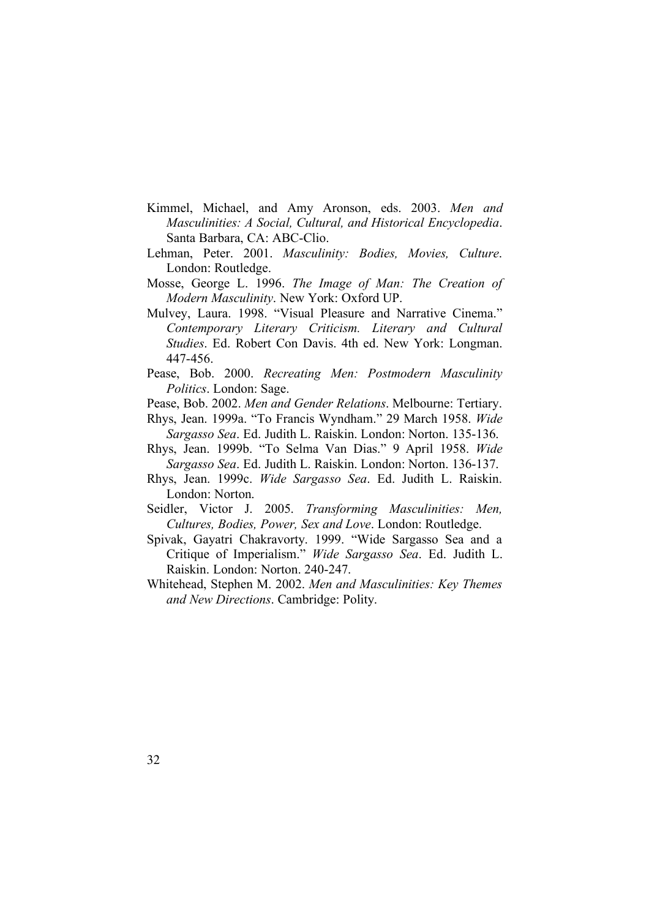Kimmel, Michael, and Amy Aronson, eds. 2003. *Men and Masculinities: A Social, Cultural, and Historical Encyclopedia*. Santa Barbara, CA: ABC-Clio.

Lehman, Peter. 2001. *Masculinity: Bodies, Movies, Culture*. London: Routledge.

Mosse, George L. 1996. *The Image of Man: The Creation of Modern Masculinity*. New York: Oxford UP.

Mulvey, Laura. 1998. "Visual Pleasure and Narrative Cinema." *Contemporary Literary Criticism. Literary and Cultural Studies*. Ed. Robert Con Davis. 4th ed. New York: Longman. 447-456.

Pease, Bob. 2000. *Recreating Men: Postmodern Masculinity Politics*. London: Sage.

Pease, Bob. 2002. *Men and Gender Relations*. Melbourne: Tertiary.

Rhys, Jean. 1999a. "To Francis Wyndham." 29 March 1958. *Wide Sargasso Sea*. Ed. Judith L. Raiskin. London: Norton. 135-136.

Rhys, Jean. 1999b. "To Selma Van Dias." 9 April 1958. *Wide Sargasso Sea*. Ed. Judith L. Raiskin. London: Norton. 136-137.

Rhys, Jean. 1999c. *Wide Sargasso Sea*. Ed. Judith L. Raiskin. London: Norton.

Seidler, Victor J. 2005. *Transforming Masculinities: Men, Cultures, Bodies, Power, Sex and Love*. London: Routledge.

Spivak, Gayatri Chakravorty. 1999. "Wide Sargasso Sea and a Critique of Imperialism." *Wide Sargasso Sea*. Ed. Judith L. Raiskin. London: Norton. 240-247.

Whitehead, Stephen M. 2002. *Men and Masculinities: Key Themes and New Directions*. Cambridge: Polity.